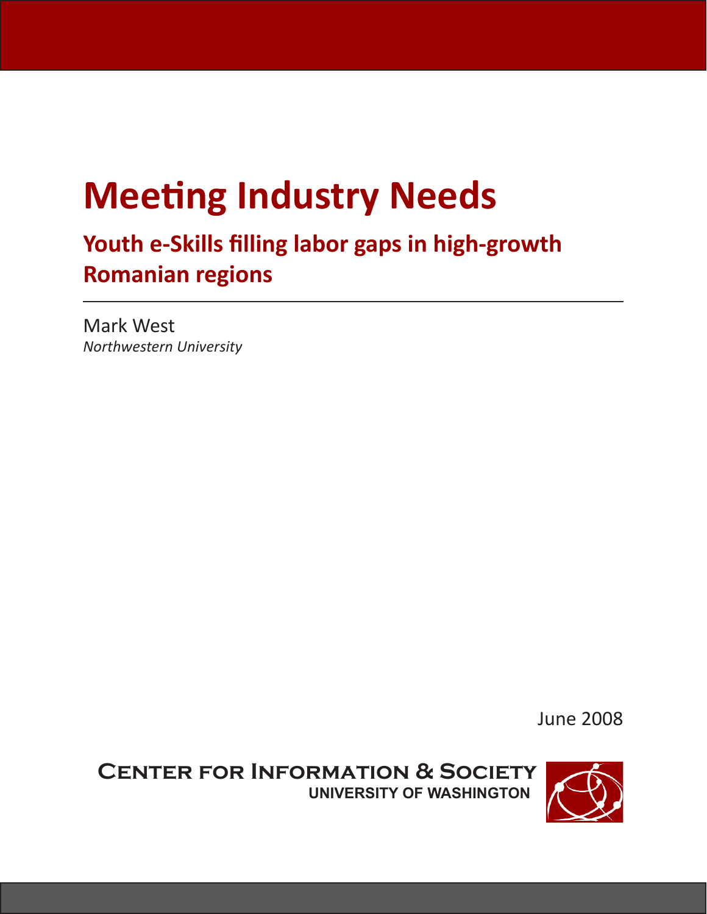# Meeting Industry Needs

## Youth e-Skills filling labor gaps in high-growth Romanian regions

Mark West
*Northwestern University*

June 2008

Center for Information & Society
UNIVERSITY OF WASHINGTON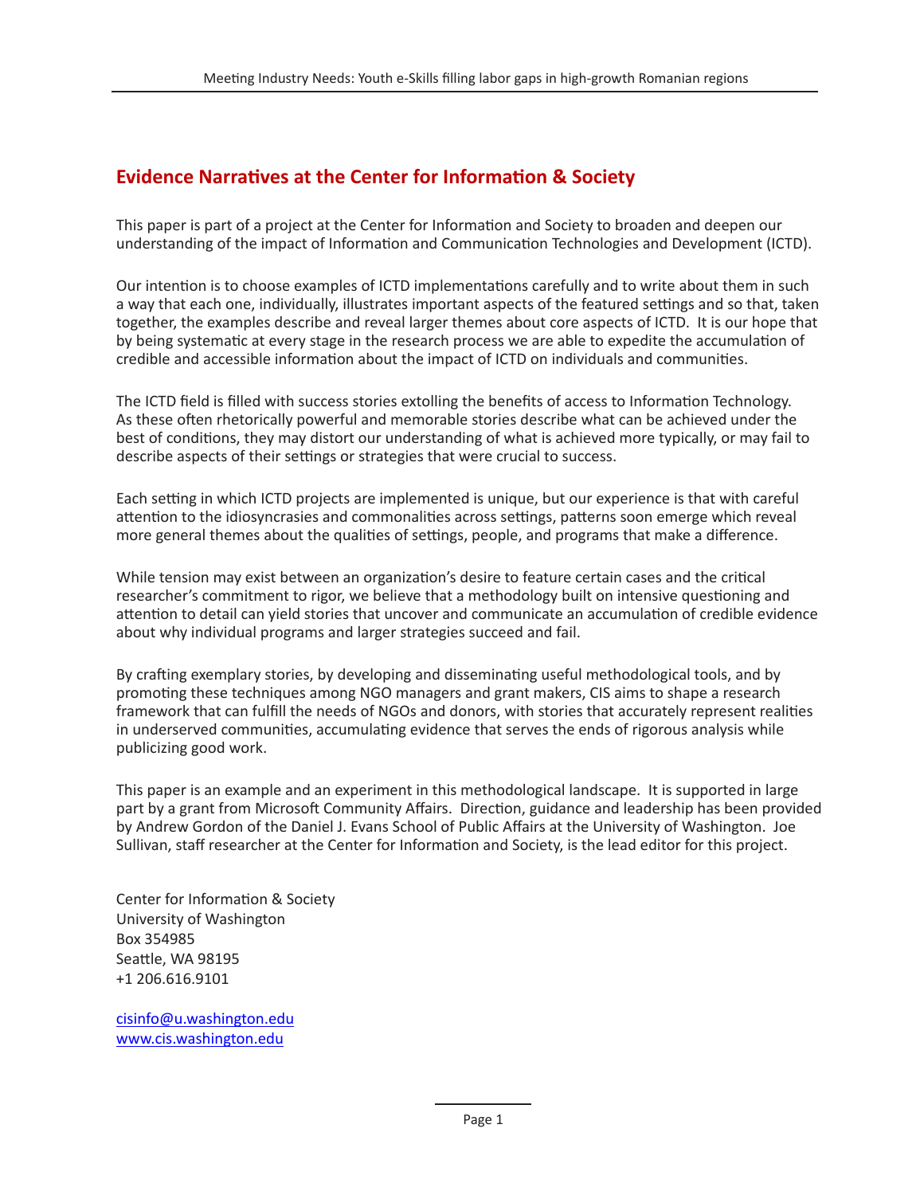## Evidence Narratives at the Center for Information & Society

This paper is part of a project at the Center for Information and Society to broaden and deepen our understanding of the impact of Information and Communication Technologies and Development (ICTD).

Our intention is to choose examples of ICTD implementations carefully and to write about them in such a way that each one, individually, illustrates important aspects of the featured settings and so that, taken together, the examples describe and reveal larger themes about core aspects of ICTD. It is our hope that by being systematic at every stage in the research process we are able to expedite the accumulation of credible and accessible information about the impact of ICTD on individuals and communities.

The ICTD field is filled with success stories extolling the benefits of access to Information Technology. As these often rhetorically powerful and memorable stories describe what can be achieved under the best of conditions, they may distort our understanding of what is achieved more typically, or may fail to describe aspects of their settings or strategies that were crucial to success.

Each setting in which ICTD projects are implemented is unique, but our experience is that with careful attention to the idiosyncrasies and commonalities across settings, patterns soon emerge which reveal more general themes about the qualities of settings, people, and programs that make a difference.

While tension may exist between an organization's desire to feature certain cases and the critical researcher's commitment to rigor, we believe that a methodology built on intensive questioning and attention to detail can yield stories that uncover and communicate an accumulation of credible evidence about why individual programs and larger strategies succeed and fail.

By crafting exemplary stories, by developing and disseminating useful methodological tools, and by promoting these techniques among NGO managers and grant makers, CIS aims to shape a research framework that can fulfill the needs of NGOs and donors, with stories that accurately represent realities in underserved communities, accumulating evidence that serves the ends of rigorous analysis while publicizing good work.

This paper is an example and an experiment in this methodological landscape. It is supported in large part by a grant from Microsoft Community Affairs. Direction, guidance and leadership has been provided by Andrew Gordon of the Daniel J. Evans School of Public Affairs at the University of Washington. Joe Sullivan, staff researcher at the Center for Information and Society, is the lead editor for this project.

Center for Information & Society
University of Washington
Box 354985
Seattle, WA 98195
+1 206.616.9101

cisinfo@u.washington.edu
www.cis.washington.edu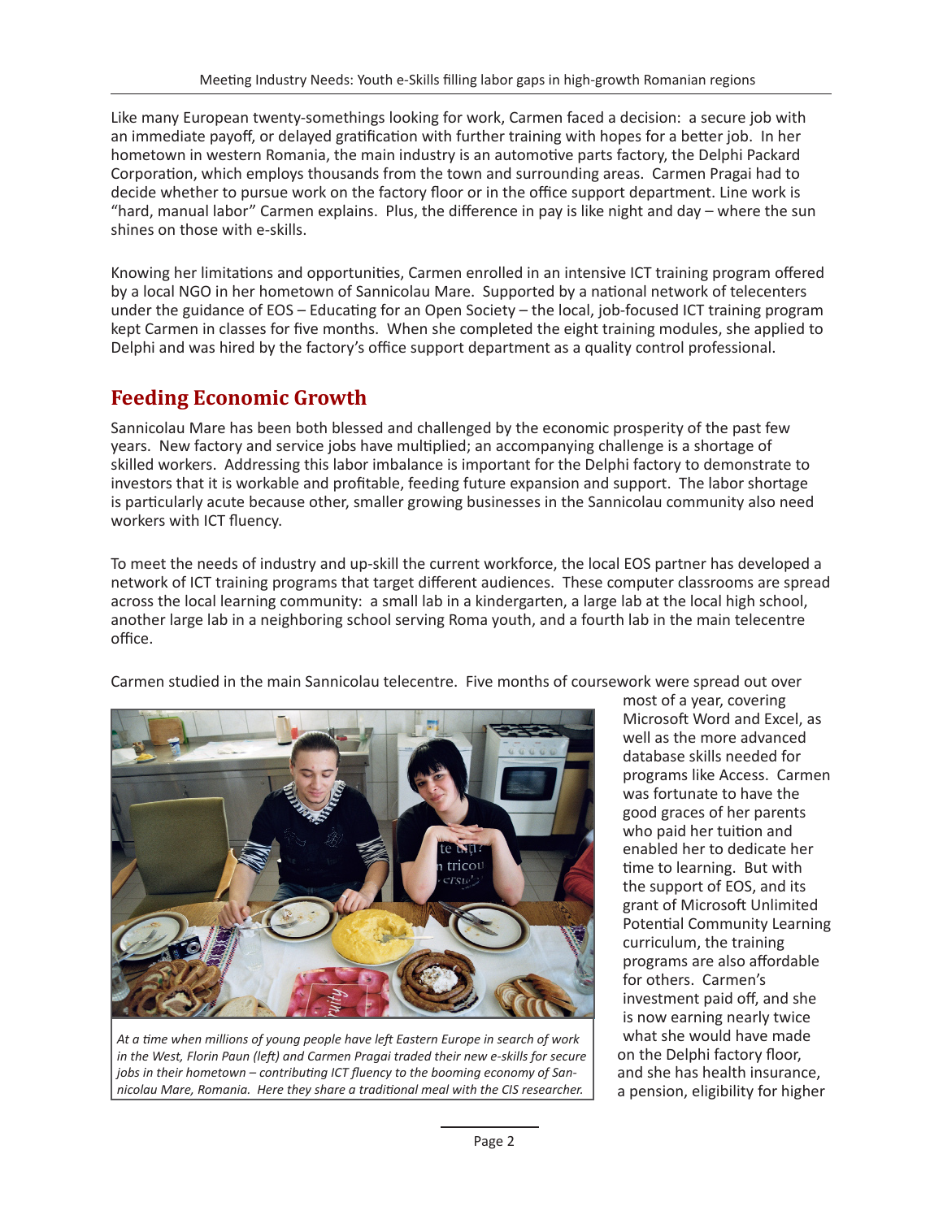Like many European twenty-somethings looking for work, Carmen faced a decision: a secure job with an immediate payoff, or delayed gratification with further training with hopes for a better job. In her hometown in western Romania, the main industry is an automotive parts factory, the Delphi Packard Corporation, which employs thousands from the town and surrounding areas. Carmen Pragai had to decide whether to pursue work on the factory floor or in the office support department. Line work is "hard, manual labor" Carmen explains. Plus, the difference in pay is like night and day – where the sun shines on those with e-skills.

Knowing her limitations and opportunities, Carmen enrolled in an intensive ICT training program offered by a local NGO in her hometown of Sannicolau Mare. Supported by a national network of telecenters under the guidance of EOS – Educating for an Open Society – the local, job-focused ICT training program kept Carmen in classes for five months. When she completed the eight training modules, she applied to Delphi and was hired by the factory's office support department as a quality control professional.

## Feeding Economic Growth

Sannicolau Mare has been both blessed and challenged by the economic prosperity of the past few years. New factory and service jobs have multiplied; an accompanying challenge is a shortage of skilled workers. Addressing this labor imbalance is important for the Delphi factory to demonstrate to investors that it is workable and profitable, feeding future expansion and support. The labor shortage is particularly acute because other, smaller growing businesses in the Sannicolau community also need workers with ICT fluency.

To meet the needs of industry and up-skill the current workforce, the local EOS partner has developed a network of ICT training programs that target different audiences. These computer classrooms are spread across the local learning community: a small lab in a kindergarten, a large lab at the local high school, another large lab in a neighboring school serving Roma youth, and a fourth lab in the main telecentre office.

Carmen studied in the main Sannicolau telecentre. Five months of coursework were spread out over most of a year, covering Microsoft Word and Excel, as well as the more advanced database skills needed for programs like Access. Carmen was fortunate to have the good graces of her parents who paid her tuition and enabled her to dedicate her time to learning. But with the support of EOS, and its grant of Microsoft Unlimited Potential Community Learning curriculum, the training programs are also affordable for others. Carmen's investment paid off, and she is now earning nearly twice what she would have made on the Delphi factory floor, and she has health insurance, a pension, eligibility for higher

*At a time when millions of young people have left Eastern Europe in search of work in the West, Florin Paun (left) and Carmen Pragai traded their new e-skills for secure jobs in their hometown – contributing ICT fluency to the booming economy of Sannicolau Mare, Romania. Here they share a traditional meal with the CIS researcher.*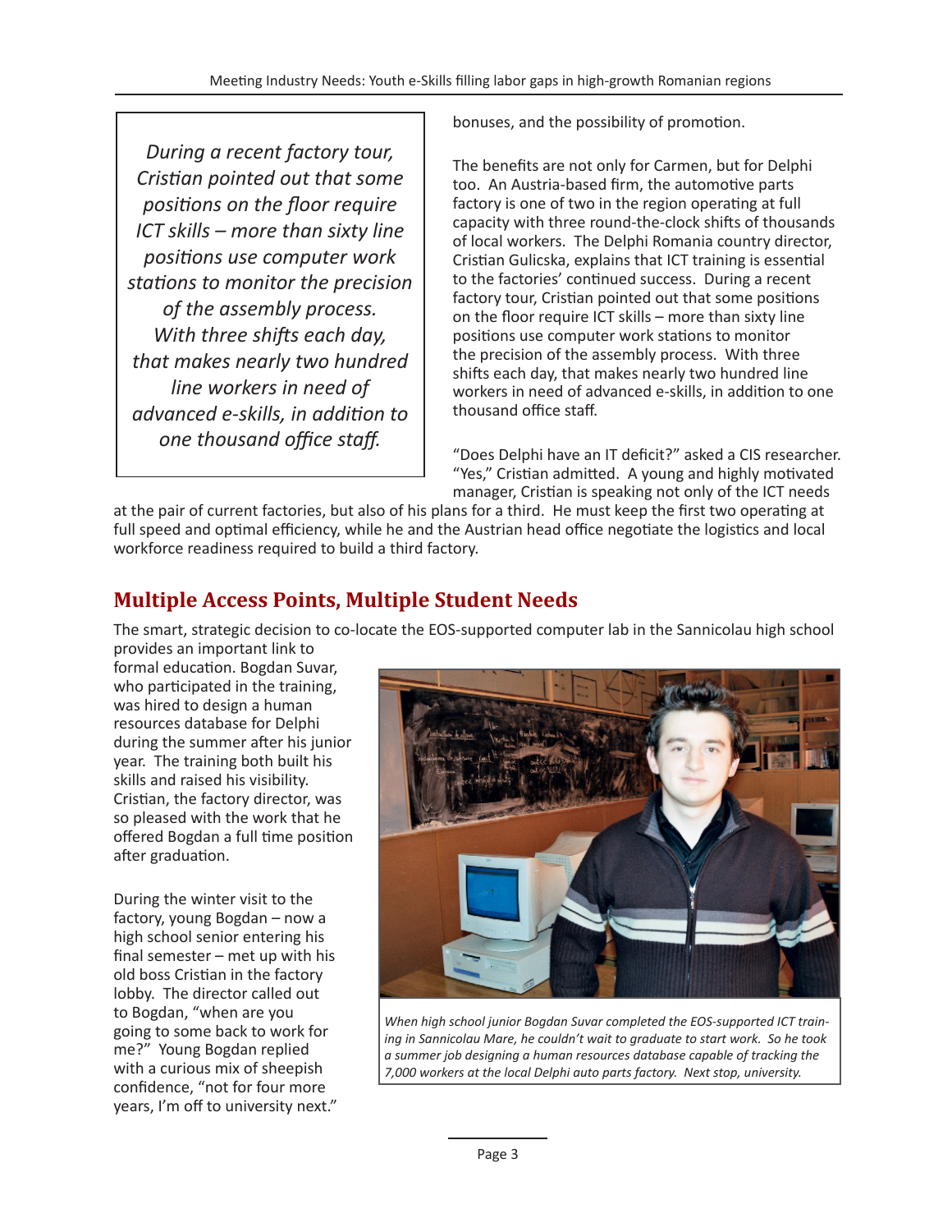> *During a recent factory tour, Cristian pointed out that some positions on the floor require ICT skills – more than sixty line positions use computer work stations to monitor the precision of the assembly process. With three shifts each day, that makes nearly two hundred line workers in need of advanced e-skills, in addition to one thousand office staff.*

bonuses, and the possibility of promotion.

The benefits are not only for Carmen, but for Delphi too. An Austria-based firm, the automotive parts factory is one of two in the region operating at full capacity with three round-the-clock shifts of thousands of local workers. The Delphi Romania country director, Cristian Gulicska, explains that ICT training is essential to the factories' continued success. During a recent factory tour, Cristian pointed out that some positions on the floor require ICT skills – more than sixty line positions use computer work stations to monitor the precision of the assembly process. With three shifts each day, that makes nearly two hundred line workers in need of advanced e-skills, in addition to one thousand office staff.

"Does Delphi have an IT deficit?" asked a CIS researcher. "Yes," Cristian admitted. A young and highly motivated manager, Cristian is speaking not only of the ICT needs at the pair of current factories, but also of his plans for a third. He must keep the first two operating at full speed and optimal efficiency, while he and the Austrian head office negotiate the logistics and local workforce readiness required to build a third factory.

## Multiple Access Points, Multiple Student Needs

The smart, strategic decision to co-locate the EOS-supported computer lab in the Sannicolau high school provides an important link to formal education. Bogdan Suvar, who participated in the training, was hired to design a human resources database for Delphi during the summer after his junior year. The training both built his skills and raised his visibility. Cristian, the factory director, was so pleased with the work that he offered Bogdan a full time position after graduation.

During the winter visit to the factory, young Bogdan – now a high school senior entering his final semester – met up with his old boss Cristian in the factory lobby. The director called out to Bogdan, "when are you going to some back to work for me?" Young Bogdan replied with a curious mix of sheepish confidence, "not for four more years, I'm off to university next."

*When high school junior Bogdan Suvar completed the EOS-supported ICT training in Sannicolau Mare, he couldn't wait to graduate to start work. So he took a summer job designing a human resources database capable of tracking the 7,000 workers at the local Delphi auto parts factory. Next stop, university.*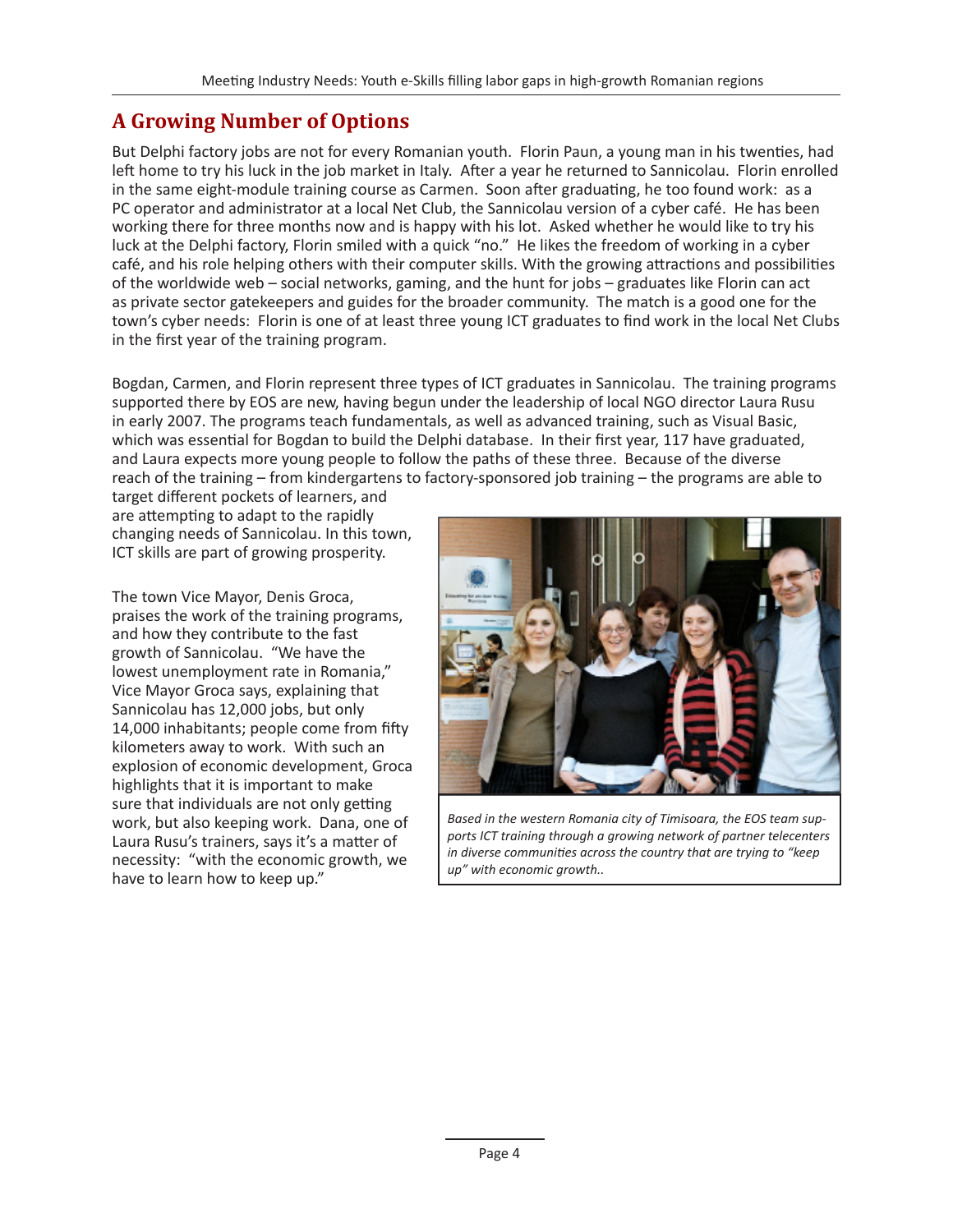## A Growing Number of Options

But Delphi factory jobs are not for every Romanian youth. Florin Paun, a young man in his twenties, had left home to try his luck in the job market in Italy. After a year he returned to Sannicolau. Florin enrolled in the same eight-module training course as Carmen. Soon after graduating, he too found work: as a PC operator and administrator at a local Net Club, the Sannicolau version of a cyber café. He has been working there for three months now and is happy with his lot. Asked whether he would like to try his luck at the Delphi factory, Florin smiled with a quick "no." He likes the freedom of working in a cyber café, and his role helping others with their computer skills. With the growing attractions and possibilities of the worldwide web – social networks, gaming, and the hunt for jobs – graduates like Florin can act as private sector gatekeepers and guides for the broader community. The match is a good one for the town's cyber needs: Florin is one of at least three young ICT graduates to find work in the local Net Clubs in the first year of the training program.

Bogdan, Carmen, and Florin represent three types of ICT graduates in Sannicolau. The training programs supported there by EOS are new, having begun under the leadership of local NGO director Laura Rusu in early 2007. The programs teach fundamentals, as well as advanced training, such as Visual Basic, which was essential for Bogdan to build the Delphi database. In their first year, 117 have graduated, and Laura expects more young people to follow the paths of these three. Because of the diverse reach of the training – from kindergartens to factory-sponsored job training – the programs are able to target different pockets of learners, and are attempting to adapt to the rapidly changing needs of Sannicolau. In this town, ICT skills are part of growing prosperity.

The town Vice Mayor, Denis Groca, praises the work of the training programs, and how they contribute to the fast growth of Sannicolau. "We have the lowest unemployment rate in Romania," Vice Mayor Groca says, explaining that Sannicolau has 12,000 jobs, but only 14,000 inhabitants; people come from fifty kilometers away to work. With such an explosion of economic development, Groca highlights that it is important to make sure that individuals are not only getting work, but also keeping work. Dana, one of Laura Rusu's trainers, says it's a matter of necessity: "with the economic growth, we have to learn how to keep up."

*Based in the western Romania city of Timisoara, the EOS team supports ICT training through a growing network of partner telecenters in diverse communities across the country that are trying to "keep up" with economic growth..*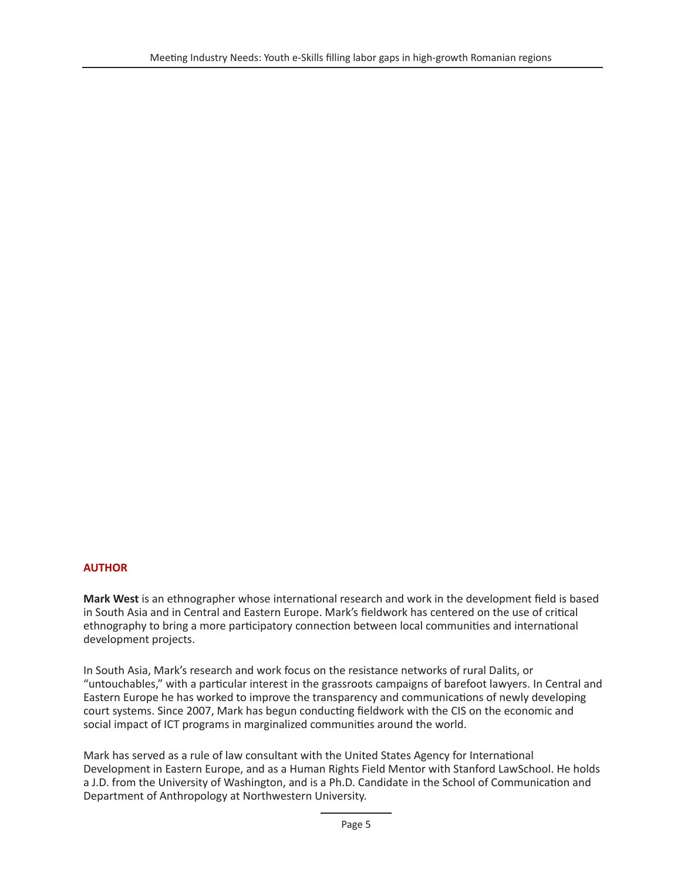## AUTHOR

**Mark West** is an ethnographer whose international research and work in the development field is based in South Asia and in Central and Eastern Europe. Mark's fieldwork has centered on the use of critical ethnography to bring a more participatory connection between local communities and international development projects.

In South Asia, Mark's research and work focus on the resistance networks of rural Dalits, or "untouchables," with a particular interest in the grassroots campaigns of barefoot lawyers. In Central and Eastern Europe he has worked to improve the transparency and communications of newly developing court systems. Since 2007, Mark has begun conducting fieldwork with the CIS on the economic and social impact of ICT programs in marginalized communities around the world.

Mark has served as a rule of law consultant with the United States Agency for International Development in Eastern Europe, and as a Human Rights Field Mentor with Stanford LawSchool. He holds a J.D. from the University of Washington, and is a Ph.D. Candidate in the School of Communication and Department of Anthropology at Northwestern University.